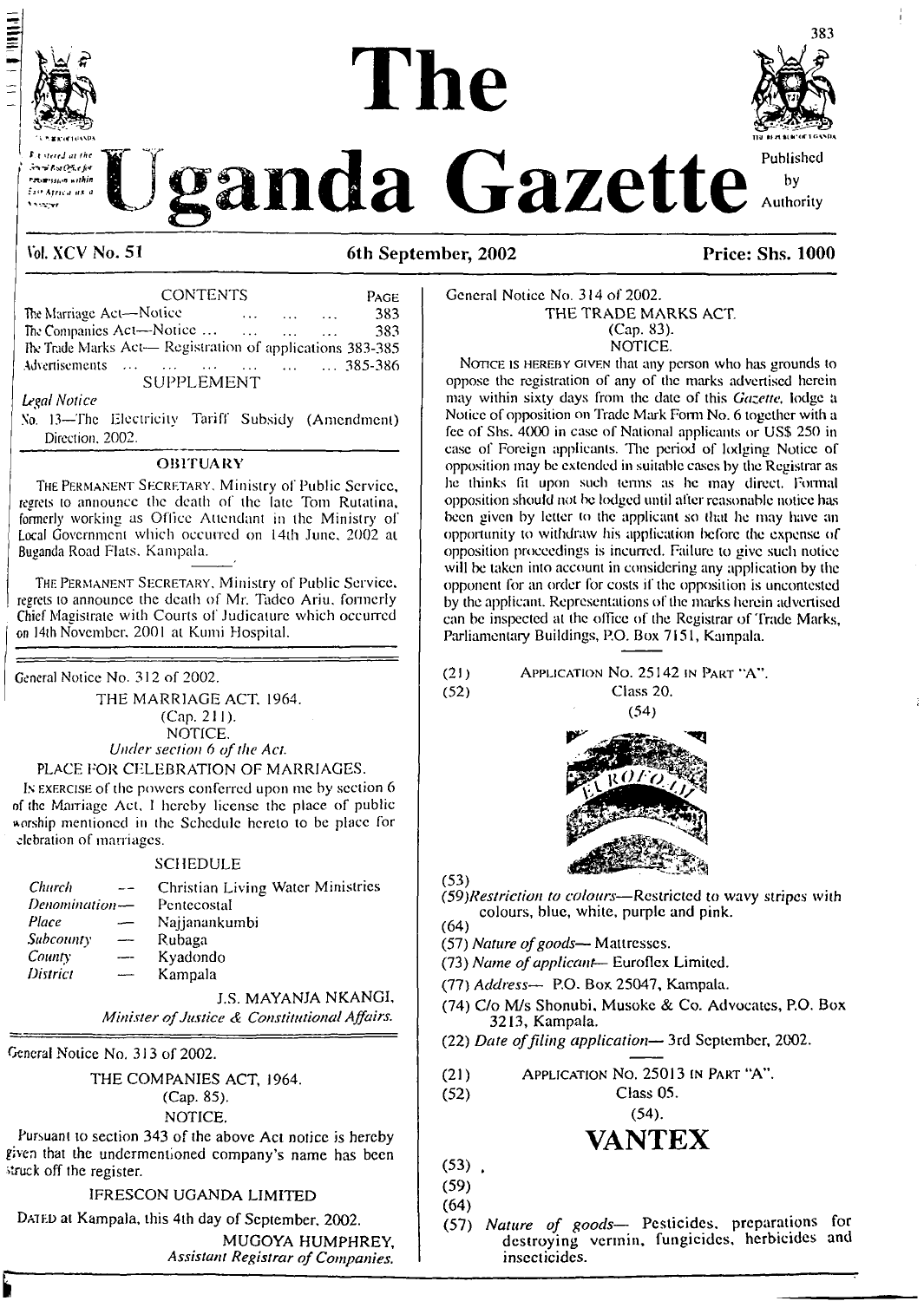# The Uganda Gazette

Published by Authority

Registered at the General Post Office for transmission within East Africa as a Newspaper

**Vol. XCV No. 51** | **6th September, 2002** | **Price: Shs. 1000**

CONTENTS

| | PAGE |
|---|---|
| The Marriage Act—Notice ... ... ... ... | 383 |
| The Companies Act—Notice ... ... ... ... | 383 |
| The Trade Marks Act— Registration of applications | 383-385 |
| Advertisements ... ... ... ... ... ... | 385-386 |

SUPPLEMENT

*Legal Notice*

No. 13—The Electricity Tariff Subsidy (Amendment) Direction, 2002.

## OBITUARY

THE PERMANENT SECRETARY, Ministry of Public Service, regrets to announce the death of the late Tom Rutatina, formerly working as Office Attendant in the Ministry of Local Government which occurred on 14th June, 2002 at Buganda Road Flats, Kampala.

THE PERMANENT SECRETARY, Ministry of Public Service, regrets to announce the death of Mr. Tadeo Ariu, formerly Chief Magistrate with Courts of Judicature which occurred on 14th November, 2001 at Kumi Hospital.

---

General Notice No. 312 of 2002.

THE MARRIAGE ACT, 1964.
(Cap. 211).
NOTICE.
*Under section 6 of the Act.*

PLACE FOR CELEBRATION OF MARRIAGES.

IN EXERCISE of the powers conferred upon me by section 6 of the Marriage Act, I hereby license the place of public worship mentioned in the Schedule hereto to be place for celebration of marriages.

SCHEDULE

| | | |
|---|---|---|
| *Church* | — | Christian Living Water Ministries |
| *Denomination* | — | Pentecostal |
| *Place* | — | Najjanankumbi |
| *Subcounty* | — | Rubaga |
| *County* | — | Kyadondo |
| *District* | — | Kampala |

J.S. MAYANJA NKANGI,
*Minister of Justice & Constitutional Affairs.*

---

General Notice No. 313 of 2002.

THE COMPANIES ACT, 1964.
(Cap. 85).
NOTICE.

Pursuant to section 343 of the above Act notice is hereby given that the undermentioned company's name has been struck off the register.

IFRESCON UGANDA LIMITED

DATED at Kampala, this 4th day of September, 2002.

MUGOYA HUMPHREY,
*Assistant Registrar of Companies.*

---

General Notice No. 314 of 2002.

THE TRADE MARKS ACT.
(Cap. 83).
NOTICE.

NOTICE IS HEREBY GIVEN that any person who has grounds to oppose the registration of any of the marks advertised herein may within sixty days from the date of this *Gazette,* lodge a Notice of opposition on Trade Mark Form No. 6 together with a fee of Shs. 4000 in case of National applicants or US$ 250 in case of Foreign applicants. The period of lodging Notice of opposition may be extended in suitable cases by the Registrar as he thinks fit upon such terms as he may direct. Formal opposition should not be lodged until after reasonable notice has been given by letter to the applicant so that he may have an opportunity to withdraw his application before the expense of opposition proceedings is incurred. Failure to give such notice will be taken into account in considering any application by the opponent for an order for costs if the opposition is uncontested by the applicant. Representations of the marks herein advertised can be inspected at the office of the Registrar of Trade Marks, Parliamentary Buildings, P.O. Box 7151, Kampala.

(21) APPLICATION NO. 25142 IN PART "A".
(52) Class 20.
(54)

EUROFOAM

(53)
(59) *Restriction to colours*—Restricted to wavy stripes with colours, blue, white, purple and pink.
(64)
(57) *Nature of goods*— Mattresses.
(73) *Name of applicant*— Euroflex Limited.
(77) *Address*— P.O. Box 25047, Kampala.
(74) C/o M/s Shonubi, Musoke & Co. Advocates, P.O. Box 3213, Kampala.
(22) *Date of filing application*— 3rd September, 2002.

---

(21) APPLICATION NO. 25013 IN PART "A".
(52) Class 05.
(54).

**VANTEX**

(53)
(59)
(64)
(57) *Nature of goods*— Pesticides, preparations for destroying vermin, fungicides, herbicides and insecticides.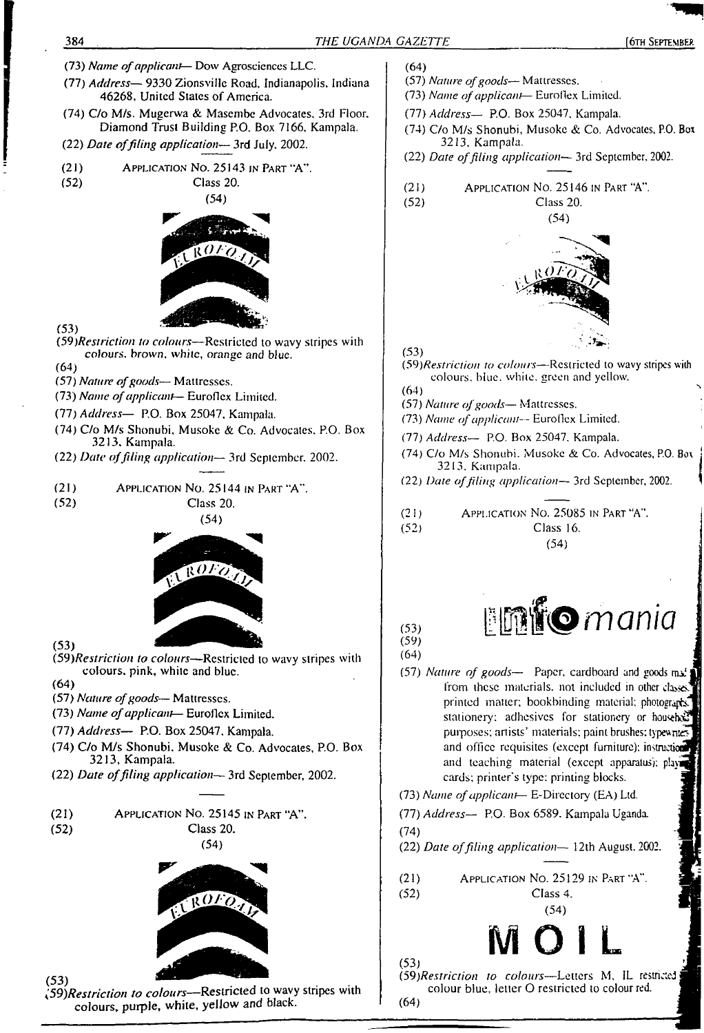(73) *Name of applicant*— Dow Agrosciences LLC.

(77) *Address*— 9330 Zionsville Road, Indianapolis, Indiana 46268, United States of America.

(74) C/o M/s. Mugerwa & Masembe Advocates, 3rd Floor, Diamond Trust Building P.O. Box 7166, Kampala.

(22) *Date of filing application*— 3rd July, 2002.

---

(21) APPLICATION NO. 25143 IN PART "A".

(52) Class 20.

(54)

(53)

(59)*Restriction to colours*—Restricted to wavy stripes with colours, brown, white, orange and blue.

(64)

(57) *Nature of goods*— Mattresses.

(73) *Name of applicant*— Euroflex Limited.

(77) *Address*— P.O. Box 25047, Kampala.

(74) C/o M/s Shonubi, Musoke & Co. Advocates, P.O. Box 3213, Kampala.

(22) *Date of filing application*— 3rd September, 2002.

---

(21) APPLICATION NO. 25144 IN PART "A".

(52) Class 20.

(54)

(53)

(59)*Restriction to colours*—Restricted to wavy stripes with colours, pink, white and blue.

(64)

(57) *Nature of goods*— Mattresses.

(73) *Name of applicant*— Euroflex Limited.

(77) *Address*— P.O. Box 25047, Kampala.

(74) C/o M/s Shonubi, Musoke & Co. Advocates, P.O. Box 3213, Kampala.

(22) *Date of filing application*— 3rd September, 2002.

---

(21) APPLICATION NO. 25145 IN PART "A".

(52) Class 20.

(54)

(53)

(59)*Restriction to colours*—Restricted to wavy stripes with colours, purple, white, yellow and black.

(64)

(57) *Nature of goods*— Mattresses.

(73) *Name of applicant*— Euroflex Limited.

(77) *Address*— P.O. Box 25047, Kampala.

(74) C/o M/s Shonubi, Musoke & Co. Advocates, P.O. Box 3213, Kampala.

(22) *Date of filing application*— 3rd September, 2002.

---

(21) APPLICATION NO. 25146 IN PART "A".

(52) Class 20.

(54)

(53)

(59)*Restriction to colours*—Restricted to wavy stripes with colours, blue, white, green and yellow.

(64)

(57) *Nature of goods*— Mattresses.

(73) *Name of applicant*— Euroflex Limited.

(77) *Address*— P.O. Box 25047, Kampala.

(74) C/o M/s Shonubi, Musoke & Co. Advocates, P.O. Box 3213, Kampala.

(22) *Date of filing application*— 3rd September, 2002.

---

(21) APPLICATION NO. 25085 IN PART "A".

(52) Class 16.

(54)

(53) infomania

(59)

(64)

(57) *Nature of goods*— Paper, cardboard and goods made from these materials, not included in other classes; printed matter; bookbinding material; photographs; stationery; adhesives for stationery or household purposes; artists' materials; paint brushes; typewriters and office requisites (except furniture); instructional and teaching material (except apparatus); playing cards; printer's type; printing blocks.

(73) *Name of applicant*— E-Directory (EA) Ltd.

(77) *Address*— P.O. Box 6589, Kampala Uganda.

(74)

(22) *Date of filing application*— 12th August, 2002.

---

(21) APPLICATION NO. 25129 IN PART "A".

(52) Class 4.

(54)

MOIL

(53)

(59)*Restriction to colours*—Letters M, IL restricted colour blue, letter O restricted to colour red.

(64)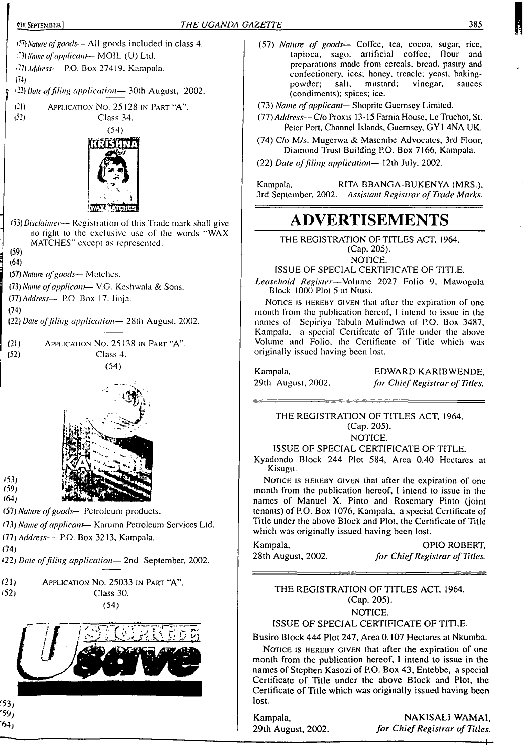(57) *Nature of goods*— All goods included in class 4.

(73) *Name of applicant*— MOIL (U) Ltd.

(77) *Address*— P.O. Box 27419, Kampala.

(74)

(22) *Date of filing application*— 30th August, 2002.

(21) APPLICATION NO. 25128 IN PART "A".

(52) Class 34.

(54)

KRISHNA

WAX MATCHES

(53) *Disclaimer*— Registration of this Trade mark shall give no right to the exclusive use of the words "WAX MATCHES" except as represented.

(59)

(64)

(57) *Nature of goods*— Matches.

(73) *Name of applicant*— V.G. Keshwala & Sons.

(77) *Address*— P.O. Box 17, Jinja.

(74)

(22) *Date of filing application*— 28th August, 2002.

---

(21) APPLICATION NO. 25138 IN PART "A".

(52) Class 4.

(54)

KAROIL

(53)

(59)

(64)

(57) *Nature of goods*— Petroleum products.

(73) *Name of applicant*— Karuma Petroleum Services Ltd.

(77) *Address*— P.O. Box 3213, Kampala.

(74)

(22) *Date of filing application*— 2nd September, 2002.

---

(21) APPLICATION NO. 25033 IN PART "A".

(52) Class 30.

(54)

SHOPRITE U save

(53)

(59)

(64)

(57) *Nature of goods*— Coffee, tea, cocoa, sugar, rice, tapioca, sago, artificial coffee; flour and preparations made from cereals, bread, pastry and confectionery, ices; honey, treacle; yeast, baking-powder; salt, mustard; vinegar, sauces (condiments); spices; ice.

(73) *Name of applicant*— Shoprite Guernsey Limited.

(77) *Address*— C/o Proxis 13-15 Farnia House, Le Truchot, St. Peter Port, Channel Islands, Guernsey, GY1 4NA UK.

(74) C/o M/s. Mugerwa & Masembe Advocates, 3rd Floor, Diamond Trust Building P.O. Box 7166, Kampala.

(22) *Date of filing application*— 12th July, 2002.

Kampala, 3rd September, 2002.

RITA BBANGA-BUKENYA (MRS.), *Assistant Registrar of Trade Marks.*

---

# ADVERTISEMENTS

THE REGISTRATION OF TITLES ACT, 1964.
(Cap. 205).
NOTICE.
ISSUE OF SPECIAL CERTIFICATE OF TITLE.

*Leasehold Register*—Volume 2027 Folio 9, Mawogola Block 1000 Plot 5 at Ntusi.

NOTICE IS HEREBY GIVEN that after the expiration of one month from the publication hereof, I intend to issue in the names of Sepiriya Tabula Mulindwa of P.O. Box 3487, Kampala, a special Certificate of Title under the above Volume and Folio, the Certificate of Title which was originally issued having been lost.

Kampala, 29th August, 2002.

EDWARD KARIBWENDE, *for Chief Registrar of Titles.*

---

THE REGISTRATION OF TITLES ACT, 1964.
(Cap. 205).
NOTICE.
ISSUE OF SPECIAL CERTIFICATE OF TITLE.

Kyadondo Block 244 Plot 584, Area 0.40 Hectares at Kisugu.

NOTICE IS HEREBY GIVEN that after the expiration of one month from the publication hereof, I intend to issue in the names of Manuel X. Pinto and Rosemary Pinto (joint tenants) of P.O. Box 1076, Kampala, a special Certificate of Title under the above Block and Plot, the Certificate of Title which was originally issued having been lost.

Kampala, 28th August, 2002.

OPIO ROBERT, *for Chief Registrar of Titles.*

---

THE REGISTRATION OF TITLES ACT, 1964.
(Cap. 205).
NOTICE.
ISSUE OF SPECIAL CERTIFICATE OF TITLE.

Busiro Block 444 Plot 247, Area 0.107 Hectares at Nkumba.

NOTICE IS HEREBY GIVEN that after the expiration of one month from the publication hereof, I intend to issue in the names of Stephen Kasozi of P.O. Box 43, Entebbe, a special Certificate of Title under the above Block and Plot, the Certificate of Title which was originally issued having been lost.

Kampala, 29th August, 2002.

NAKISALI WAMAI, *for Chief Registrar of Titles.*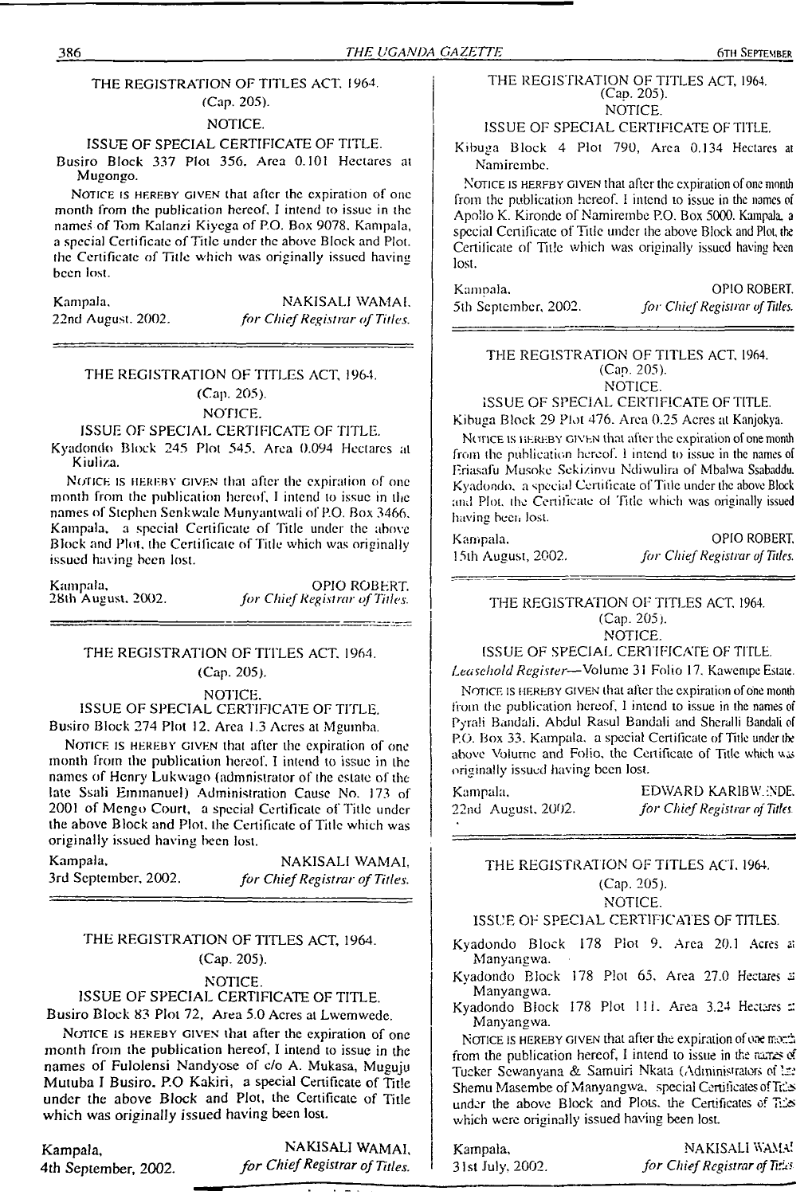THE REGISTRATION OF TITLES ACT, 1964.

(Cap. 205).

NOTICE.

ISSUE OF SPECIAL CERTIFICATE OF TITLE.

Busiro Block 337 Plot 356, Area 0.101 Hectares at Mugongo.

NOTICE IS HEREBY GIVEN that after the expiration of one month from the publication hereof, I intend to issue in the names of Tom Kalanzi Kiyega of P.O. Box 9078, Kampala, a special Certificate of Title under the above Block and Plot, the Certificate of Title which was originally issued having been lost.

Kampala, 22nd August, 2002. NAKISALI WAMAI, *for Chief Registrar of Titles.*

---

THE REGISTRATION OF TITLES ACT, 1964.

(Cap. 205).

NOTICE.

ISSUE OF SPECIAL CERTIFICATE OF TITLE.

Kyadondo Block 245 Plot 545, Area 0.094 Hectares at Kiuliza.

NOTICE IS HEREBY GIVEN that after the expiration of one month from the publication hereof, I intend to issue in the names of Stephen Senkwale Munyantwali of P.O. Box 3466, Kampala, a special Certificate of Title under the above Block and Plot, the Certificate of Title which was originally issued having been lost.

Kampala, 28th August, 2002. OPIO ROBERT, *for Chief Registrar of Titles.*

---

THE REGISTRATION OF TITLES ACT, 1964.

(Cap. 205).

NOTICE.

ISSUE OF SPECIAL CERTIFICATE OF TITLE.

Busiro Block 274 Plot 12, Area 1.3 Acres at Mgumba.

NOTICE IS HEREBY GIVEN that after the expiration of one month from the publication hereof, I intend to issue in the names of Henry Lukwago (administrator of the estate of the late Ssali Emmanuel) Administration Cause No. 173 of 2001 of Mengo Court, a special Certificate of Title under the above Block and Plot, the Certificate of Title which was originally issued having been lost.

Kampala, 3rd September, 2002. NAKISALI WAMAI, *for Chief Registrar of Titles.*

---

THE REGISTRATION OF TITLES ACT, 1964.

(Cap. 205).

NOTICE.

ISSUE OF SPECIAL CERTIFICATE OF TITLE.

Busiro Block 83 Plot 72, Area 5.0 Acres at Lwemwede.

NOTICE IS HEREBY GIVEN that after the expiration of one month from the publication hereof, I intend to issue in the names of Fulolensi Nandyose of c/o A. Mukasa, Muguju Mutuba I Busiro, P.O Kakiri, a special Certificate of Title under the above Block and Plot, the Certificate of Title which was originally issued having been lost.

Kampala, 4th September, 2002. NAKISALI WAMAI, *for Chief Registrar of Titles.*

---

THE REGISTRATION OF TITLES ACT, 1964.

(Cap. 205).

NOTICE.

ISSUE OF SPECIAL CERTIFICATE OF TITLE.

Kibuga Block 4 Plot 790, Area 0.134 Hectares at Namirembe.

NOTICE IS HEREBY GIVEN that after the expiration of one month from the publication hereof, I intend to issue in the names of Apollo K. Kironde of Namirembe P.O. Box 5000, Kampala, a special Certificate of Title under the above Block and Plot, the Certificate of Title which was originally issued having been lost.

Kampala, 5th September, 2002. OPIO ROBERT, *for Chief Registrar of Titles.*

---

THE REGISTRATION OF TITLES ACT, 1964.

(Cap. 205).

NOTICE.

ISSUE OF SPECIAL CERTIFICATE OF TITLE.

Kibuga Block 29 Plot 476, Area 0.25 Acres at Kanjokya.

NOTICE IS HEREBY GIVEN that after the expiration of one month from the publication hereof, I intend to issue in the names of Eriasafu Musoke Sekizinvu Ndiwulira of Mbalwa Ssabaddu, Kyadondo, a special Certificate of Title under the above Block and Plot, the Certificate of Title which was originally issued having been lost.

Kampala, 15th August, 2002. OPIO ROBERT, *for Chief Registrar of Titles.*

---

THE REGISTRATION OF TITLES ACT, 1964.

(Cap. 205).

NOTICE.

ISSUE OF SPECIAL CERTIFICATE OF TITLE.

*Leasehold Register*—Volume 31 Folio 17, Kawempe Estate.

NOTICE IS HEREBY GIVEN that after the expiration of one month from the publication hereof, I intend to issue in the names of Pyrali Bandali, Abdul Rasul Bandali and Sherali Bandali of P.O. Box 33, Kampala, a special Certificate of Title under the above Volume and Folio, the Certificate of Title which was originally issued having been lost.

Kampala, 22nd August, 2002. EDWARD KARIBWENDE, *for Chief Registrar of Titles.*

---

THE REGISTRATION OF TITLES ACT, 1964.

(Cap. 205).

NOTICE.

ISSUE OF SPECIAL CERTIFICATES OF TITLES.

Kyadondo Block 178 Plot 9, Area 20.1 Acres at Manyangwa.

Kyadondo Block 178 Plot 65, Area 27.0 Hectares at Manyangwa.

Kyadondo Block 178 Plot 111, Area 3.24 Hectares at Manyangwa.

NOTICE IS HEREBY GIVEN that after the expiration of one month from the publication hereof, I intend to issue in the names of Tucker Sewanyana & Samuiri Nkata (Administrators of late Shemu Masembe of Manyangwa, special Certificates of Titles under the above Block and Plots, the Certificates of Titles which were originally issued having been lost.

Kampala, 31st July, 2002. NAKISALI WAMAI, *for Chief Registrar of Titles.*